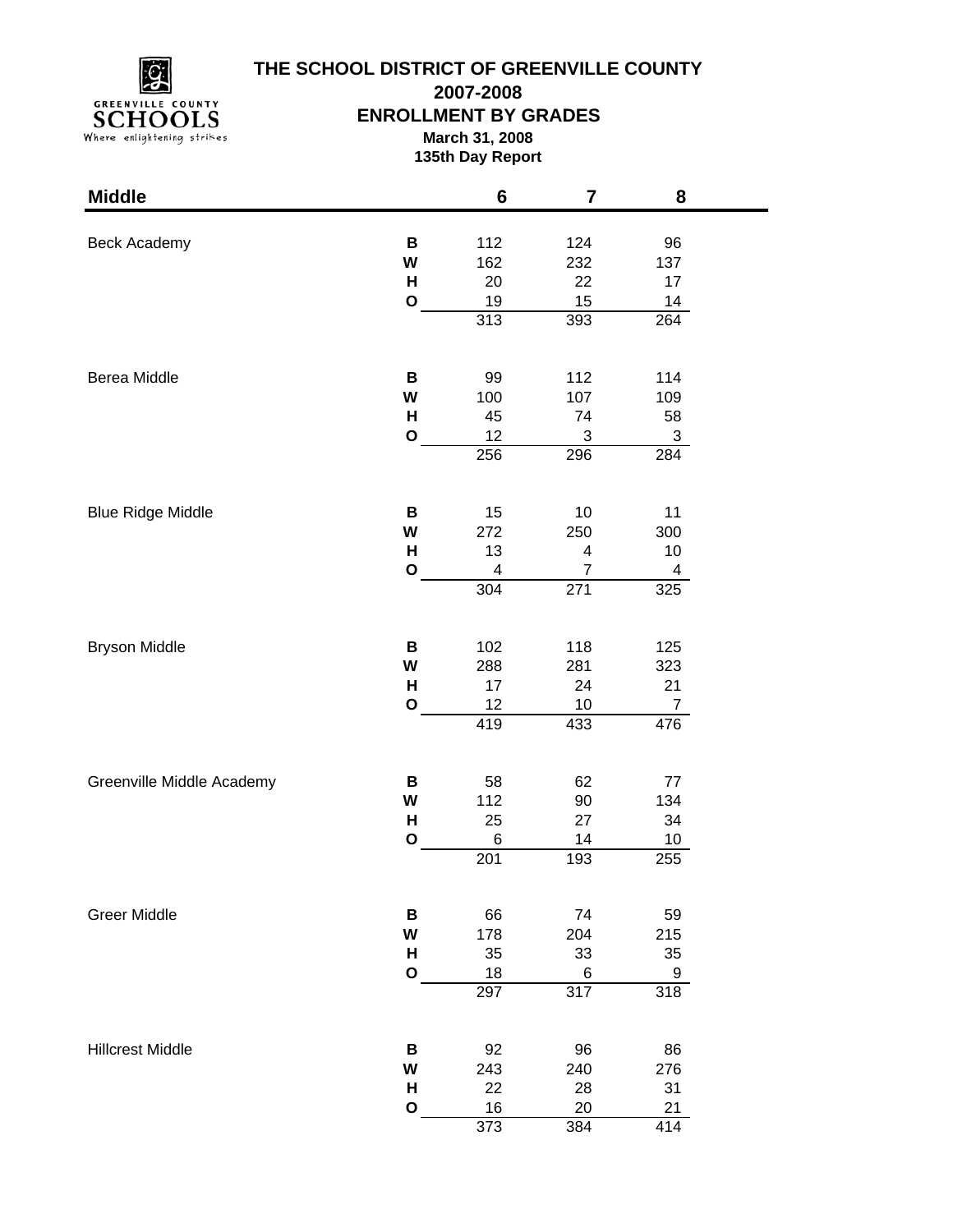# THE SCHOOL DISTRICT OF GREENVILLE COUNTY

## 2007-2008

## ENROLLMENT BY GRADES

**March 31, 2008**

**135th Day Report**

| Middle | | 6 | 7 | 8 |
|---|---|---|---|---|
| Beck Academy | **B** | 112 | 124 | 96 |
| | **W** | 162 | 232 | 137 |
| | **H** | 20 | 22 | 17 |
| | **O** | 19 | 15 | 14 |
| | | 313 | 393 | 264 |
| Berea Middle | **B** | 99 | 112 | 114 |
| | **W** | 100 | 107 | 109 |
| | **H** | 45 | 74 | 58 |
| | **O** | 12 | 3 | 3 |
| | | 256 | 296 | 284 |
| Blue Ridge Middle | **B** | 15 | 10 | 11 |
| | **W** | 272 | 250 | 300 |
| | **H** | 13 | 4 | 10 |
| | **O** | 4 | 7 | 4 |
| | | 304 | 271 | 325 |
| Bryson Middle | **B** | 102 | 118 | 125 |
| | **W** | 288 | 281 | 323 |
| | **H** | 17 | 24 | 21 |
| | **O** | 12 | 10 | 7 |
| | | 419 | 433 | 476 |
| Greenville Middle Academy | **B** | 58 | 62 | 77 |
| | **W** | 112 | 90 | 134 |
| | **H** | 25 | 27 | 34 |
| | **O** | 6 | 14 | 10 |
| | | 201 | 193 | 255 |
| Greer Middle | **B** | 66 | 74 | 59 |
| | **W** | 178 | 204 | 215 |
| | **H** | 35 | 33 | 35 |
| | **O** | 18 | 6 | 9 |
| | | 297 | 317 | 318 |
| Hillcrest Middle | **B** | 92 | 96 | 86 |
| | **W** | 243 | 240 | 276 |
| | **H** | 22 | 28 | 31 |
| | **O** | 16 | 20 | 21 |
| | | 373 | 384 | 414 |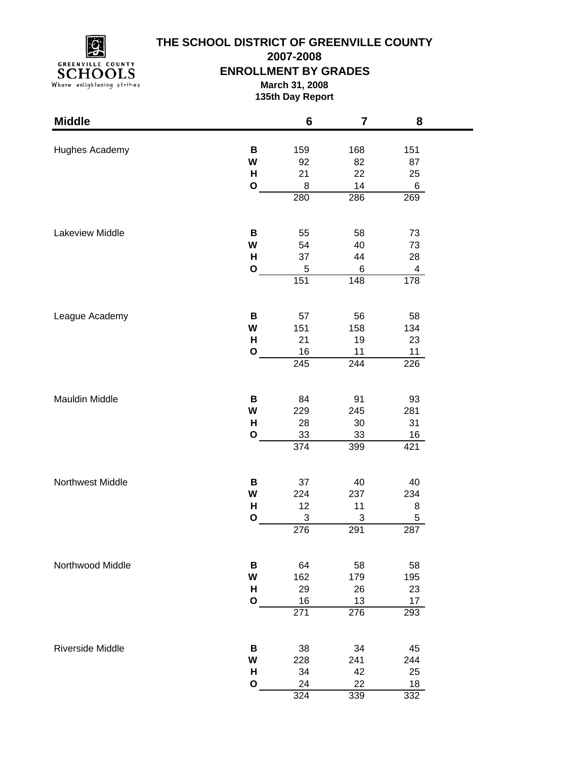# THE SCHOOL DISTRICT OF GREENVILLE COUNTY

## 2007-2008

## ENROLLMENT BY GRADES

**March 31, 2008**

**135th Day Report**

| Middle | | 6 | 7 | 8 |
|---|---|---|---|---|
| Hughes Academy | **B** | 159 | 168 | 151 |
| | **W** | 92 | 82 | 87 |
| | **H** | 21 | 22 | 25 |
| | **O** | 8 | 14 | 6 |
| | | 280 | 286 | 269 |
| Lakeview Middle | **B** | 55 | 58 | 73 |
| | **W** | 54 | 40 | 73 |
| | **H** | 37 | 44 | 28 |
| | **O** | 5 | 6 | 4 |
| | | 151 | 148 | 178 |
| League Academy | **B** | 57 | 56 | 58 |
| | **W** | 151 | 158 | 134 |
| | **H** | 21 | 19 | 23 |
| | **O** | 16 | 11 | 11 |
| | | 245 | 244 | 226 |
| Mauldin Middle | **B** | 84 | 91 | 93 |
| | **W** | 229 | 245 | 281 |
| | **H** | 28 | 30 | 31 |
| | **O** | 33 | 33 | 16 |
| | | 374 | 399 | 421 |
| Northwest Middle | **B** | 37 | 40 | 40 |
| | **W** | 224 | 237 | 234 |
| | **H** | 12 | 11 | 8 |
| | **O** | 3 | 3 | 5 |
| | | 276 | 291 | 287 |
| Northwood Middle | **B** | 64 | 58 | 58 |
| | **W** | 162 | 179 | 195 |
| | **H** | 29 | 26 | 23 |
| | **O** | 16 | 13 | 17 |
| | | 271 | 276 | 293 |
| Riverside Middle | **B** | 38 | 34 | 45 |
| | **W** | 228 | 241 | 244 |
| | **H** | 34 | 42 | 25 |
| | **O** | 24 | 22 | 18 |
| | | 324 | 339 | 332 |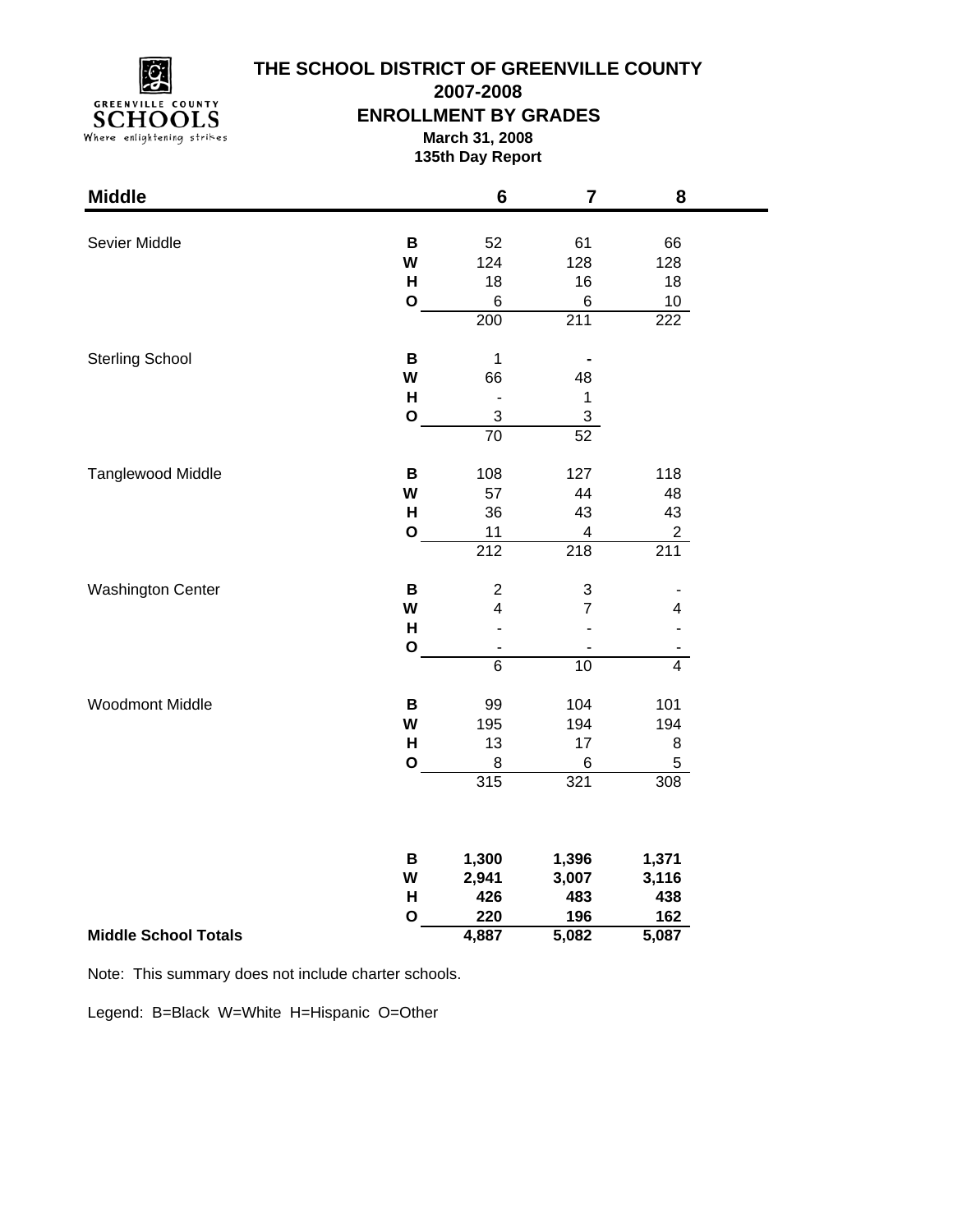# THE SCHOOL DISTRICT OF GREENVILLE COUNTY

## 2007-2008

## ENROLLMENT BY GRADES

**March 31, 2008**

**135th Day Report**

| Middle | | 6 | 7 | 8 |
|---|---|---|---|---|
| Sevier Middle | B | 52 | 61 | 66 |
| | W | 124 | 128 | 128 |
| | H | 18 | 16 | 18 |
| | O | 6 | 6 | 10 |
| | | 200 | 211 | 222 |
| Sterling School | B | 1 | - | |
| | W | 66 | 48 | |
| | H | - | 1 | |
| | O | 3 | 3 | |
| | | 70 | 52 | |
| Tanglewood Middle | B | 108 | 127 | 118 |
| | W | 57 | 44 | 48 |
| | H | 36 | 43 | 43 |
| | O | 11 | 4 | 2 |
| | | 212 | 218 | 211 |
| Washington Center | B | 2 | 3 | - |
| | W | 4 | 7 | 4 |
| | H | - | - | - |
| | O | - | - | - |
| | | 6 | 10 | 4 |
| Woodmont Middle | B | 99 | 104 | 101 |
| | W | 195 | 194 | 194 |
| | H | 13 | 17 | 8 |
| | O | 8 | 6 | 5 |
| | | 315 | 321 | 308 |
| | **B** | **1,300** | **1,396** | **1,371** |
| | **W** | **2,941** | **3,007** | **3,116** |
| | **H** | **426** | **483** | **438** |
| | **O** | **220** | **196** | **162** |
| **Middle School Totals** | | **4,887** | **5,082** | **5,087** |

Note: This summary does not include charter schools.

Legend: B=Black W=White H=Hispanic O=Other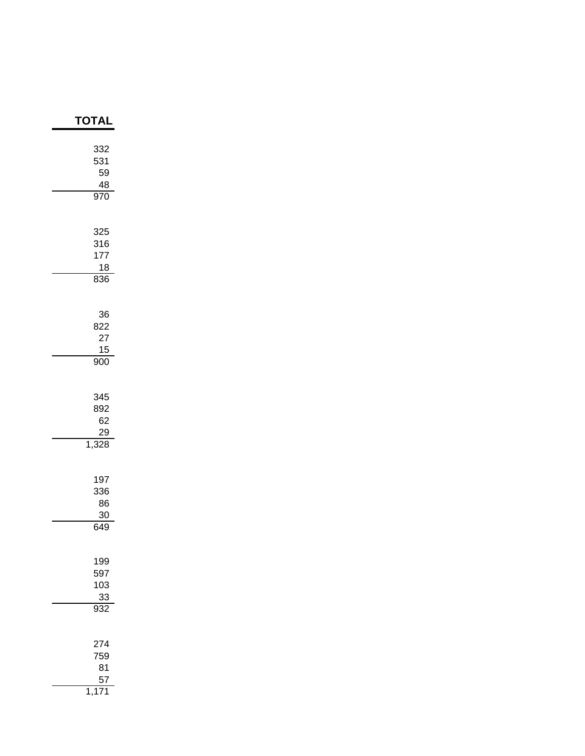| TOTAL |
| ---: |
| 332 |
| 531 |
| 59 |
| 48 |
| 970 |
| |
| 325 |
| 316 |
| 177 |
| 18 |
| 836 |
| |
| 36 |
| 822 |
| 27 |
| 15 |
| 900 |
| |
| 345 |
| 892 |
| 62 |
| 29 |
| 1,328 |
| |
| 197 |
| 336 |
| 86 |
| 30 |
| 649 |
| |
| 199 |
| 597 |
| 103 |
| 33 |
| 932 |
| |
| 274 |
| 759 |
| 81 |
| 57 |
| 1,171 |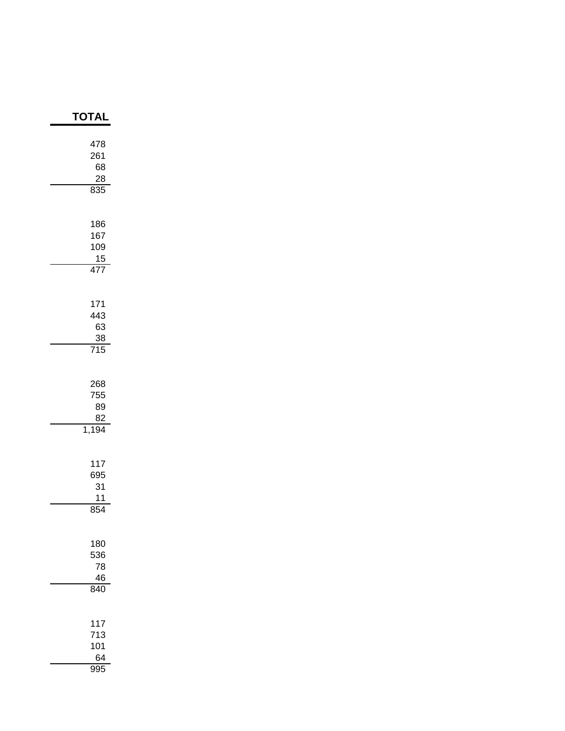| TOTAL |
|---:|
| 478 |
| 261 |
| 68 |
| 28 |
| 835 |
| |
| 186 |
| 167 |
| 109 |
| 15 |
| 477 |
| |
| 171 |
| 443 |
| 63 |
| 38 |
| 715 |
| |
| 268 |
| 755 |
| 89 |
| 82 |
| 1,194 |
| |
| 117 |
| 695 |
| 31 |
| 11 |
| 854 |
| |
| 180 |
| 536 |
| 78 |
| 46 |
| 840 |
| |
| 117 |
| 713 |
| 101 |
| 64 |
| 995 |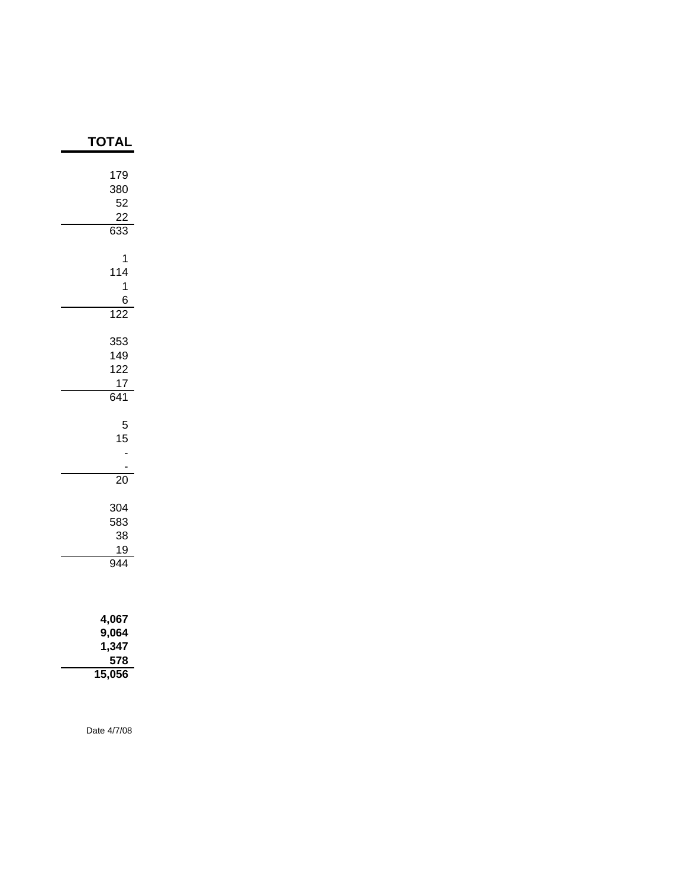| TOTAL |
| --- |
| 179 |
| 380 |
| 52 |
| 22 |
| 633 |
| |
| 1 |
| 114 |
| 1 |
| 6 |
| 122 |
| |
| 353 |
| 149 |
| 122 |
| 17 |
| 641 |
| |
| 5 |
| 15 |
| - |
| - |
| 20 |
| |
| 304 |
| 583 |
| 38 |
| 19 |
| 944 |
| |
| **4,067** |
| **9,064** |
| **1,347** |
| **578** |
| **15,056** |

Date 4/7/08